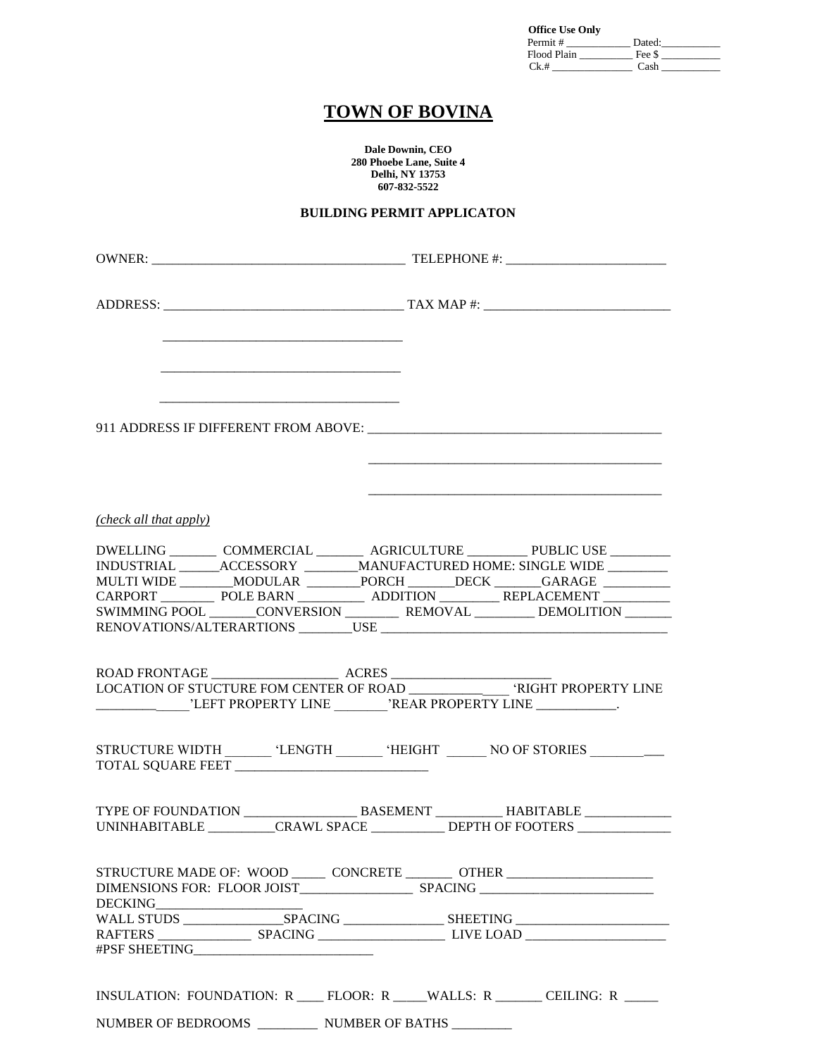**Office Use Only**
Permit # ____________ Dated:___________
Flood Plain __________ Fee $ ___________
Ck.# _______________ Cash ___________

# TOWN OF BOVINA

**Dale Downin, CEO**
**280 Phoebe Lane, Suite 4**
**Delhi, NY 13753**
**607-832-5522**

**BUILDING PERMIT APPLICATON**

OWNER: ______________________________________ TELEPHONE #: ________________________

ADDRESS: ____________________________________ TAX MAP #: ____________________________

____________________________________

____________________________________

____________________________________

911 ADDRESS IF DIFFERENT FROM ABOVE: ____________________________________________

____________________________________________

____________________________________________

*(check all that apply)*

DWELLING _______ COMMERCIAL _______ AGRICULTURE _________ PUBLIC USE _________
INDUSTRIAL ______ACCESSORY ________MANUFACTURED HOME: SINGLE WIDE _________
MULTI WIDE ________MODULAR ________PORCH _______DECK _______GARAGE __________
CARPORT ________ POLE BARN __________ ADDITION _________ REPLACEMENT __________
SWIMMING POOL _______CONVERSION ________ REMOVAL _________ DEMOLITION _______
RENOVATIONS/ALTERARTIONS ________USE ___________________________________________

ROAD FRONTAGE ___________________ ACRES ________________________
LOCATION OF STUCTURE FOM CENTER OF ROAD _______________ 'RIGHT PROPERTY LINE
______________'LEFT PROPERTY LINE ________'REAR PROPERTY LINE ____________.

STRUCTURE WIDTH _______ 'LENGTH _______ 'HEIGHT ______ NO OF STORIES ___________
TOTAL SQUARE FEET _____________________________

TYPE OF FOUNDATION _________________ BASEMENT __________ HABITABLE _____________
UNINHABITABLE __________CRAWL SPACE ___________ DEPTH OF FOOTERS ______________

STRUCTURE MADE OF: WOOD _____ CONCRETE _______ OTHER ______________________
DIMENSIONS FOR: FLOOR JOIST_________________ SPACING __________________________
DECKING______________________
WALL STUDS _______________SPACING _______________ SHEETING _______________________
RAFTERS ______________ SPACING ___________________ LIVE LOAD _____________________
#PSF SHEETING___________________________

INSULATION: FOUNDATION: R ____ FLOOR: R _____WALLS: R _______ CEILING: R _____

NUMBER OF BEDROOMS _________ NUMBER OF BATHS _________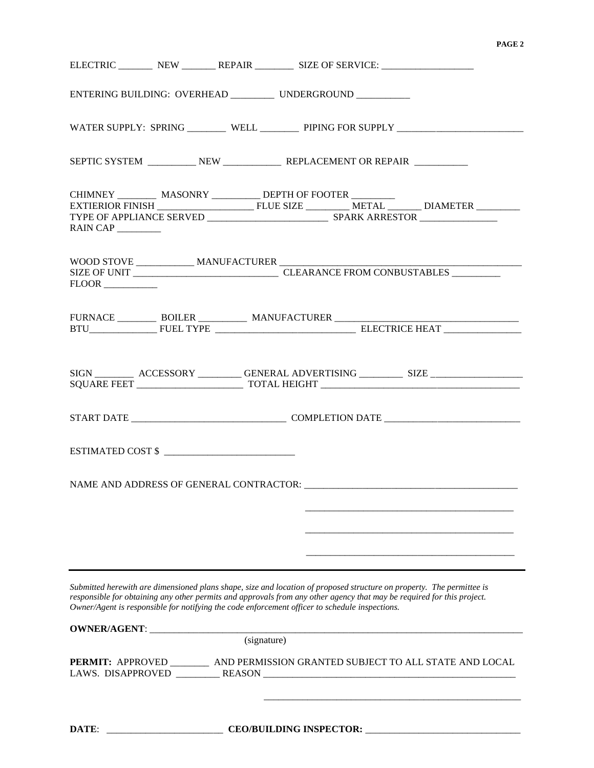ELECTRIC _______ NEW _______ REPAIR ________ SIZE OF SERVICE: ___________________

ENTERING BUILDING: OVERHEAD _________ UNDERGROUND ___________

WATER SUPPLY: SPRING ________ WELL ________ PIPING FOR SUPPLY __________________________

SEPTIC SYSTEM __________ NEW ____________ REPLACEMENT OR REPAIR ___________

CHIMNEY ________ MASONRY __________ DEPTH OF FOOTER _________
EXTIERIOR FINISH ____________________ FLUE SIZE _________ METAL _______ DIAMETER _________
TYPE OF APPLIANCE SERVED _________________________ SPARK ARRESTOR ________________
RAIN CAP _________

WOOD STOVE ____________ MANUFACTURER ____________________________________________________
SIZE OF UNIT ______________________________ CLEARANCE FROM CONBUSTABLES __________
FLOOR ___________

FURNACE ________ BOILER __________ MANUFACTURER ______________________________________
BTU______________ FUEL TYPE _____________________________ ELECTRICE HEAT ________________

SIGN ________ ACCESSORY _________ GENERAL ADVERTISING _________ SIZE ___________________
SQUARE FEET ______________________ TOTAL HEIGHT __________________________________________

START DATE ________________________________ COMPLETION DATE ____________________________

ESTIMATED COST $ ___________________________

NAME AND ADDRESS OF GENERAL CONTRACTOR: _____________________________________________

_____________________________________________

_____________________________________________

_____________________________________________

---

*Submitted herewith are dimensioned plans shape, size and location of proposed structure on property. The permittee is responsible for obtaining any other permits and approvals from any other agency that may be required for this project. Owner/Agent is responsible for notifying the code enforcement officer to schedule inspections.*

**OWNER/AGENT**: _________________________________________________________________________________
(signature)

**PERMIT:** APPROVED ________ AND PERMISSION GRANTED SUBJECT TO ALL STATE AND LOCAL LAWS. DISAPPROVED _________ REASON ______________________________________________________

_______________________________________________________

**DATE**: _________________________ **CEO/BUILDING INSPECTOR:** _________________________________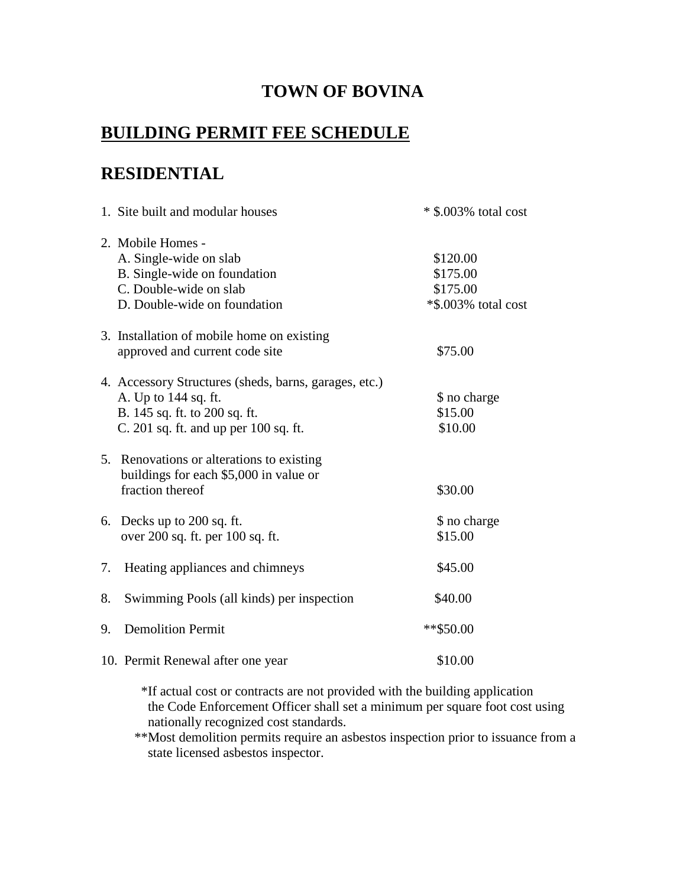# TOWN OF BOVINA

## BUILDING PERMIT FEE SCHEDULE

## RESIDENTIAL

| | |
|---|---|
| 1. Site built and modular houses | * $.003% total cost |
| 2. Mobile Homes - | |
| A. Single-wide on slab | $120.00 |
| B. Single-wide on foundation | $175.00 |
| C. Double-wide on slab | $175.00 |
| D. Double-wide on foundation | *$.003% total cost |
| 3. Installation of mobile home on existing approved and current code site | $75.00 |
| 4. Accessory Structures (sheds, barns, garages, etc.) | |
| A. Up to 144 sq. ft. | $ no charge |
| B. 145 sq. ft. to 200 sq. ft. | $15.00 |
| C. 201 sq. ft. and up per 100 sq. ft. | $10.00 |
| 5. Renovations or alterations to existing buildings for each $5,000 in value or fraction thereof | $30.00 |
| 6. Decks up to 200 sq. ft. | $ no charge |
| over 200 sq. ft. per 100 sq. ft. | $15.00 |
| 7. Heating appliances and chimneys | $45.00 |
| 8. Swimming Pools (all kinds) per inspection | $40.00 |
| 9. Demolition Permit | **$50.00 |
| 10. Permit Renewal after one year | $10.00 |

*If actual cost or contracts are not provided with the building application the Code Enforcement Officer shall set a minimum per square foot cost using nationally recognized cost standards.

**Most demolition permits require an asbestos inspection prior to issuance from a state licensed asbestos inspector.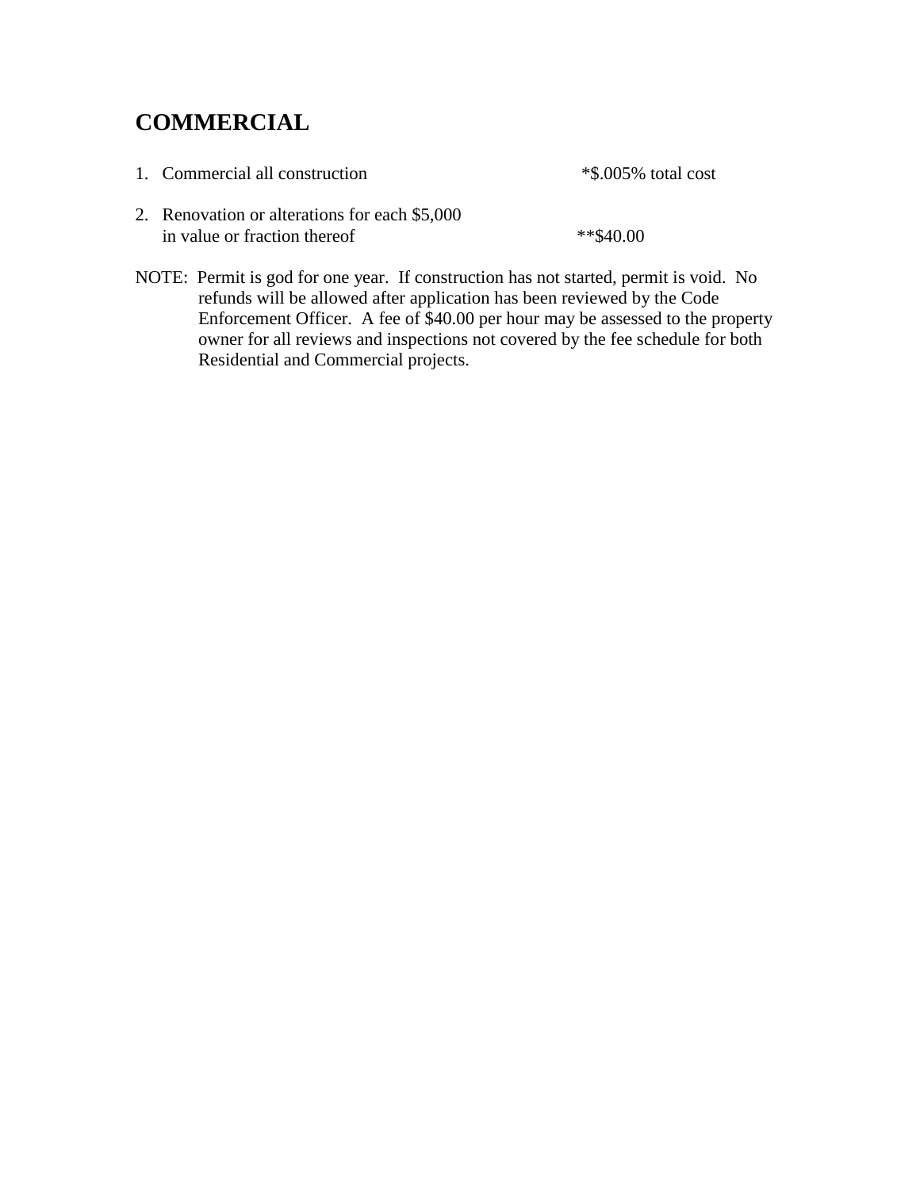## COMMERCIAL

1. Commercial all construction *$.005% total cost

2. Renovation or alterations for each $5,000 in value or fraction thereof **$40.00

NOTE: Permit is god for one year. If construction has not started, permit is void. No refunds will be allowed after application has been reviewed by the Code Enforcement Officer. A fee of $40.00 per hour may be assessed to the property owner for all reviews and inspections not covered by the fee schedule for both Residential and Commercial projects.